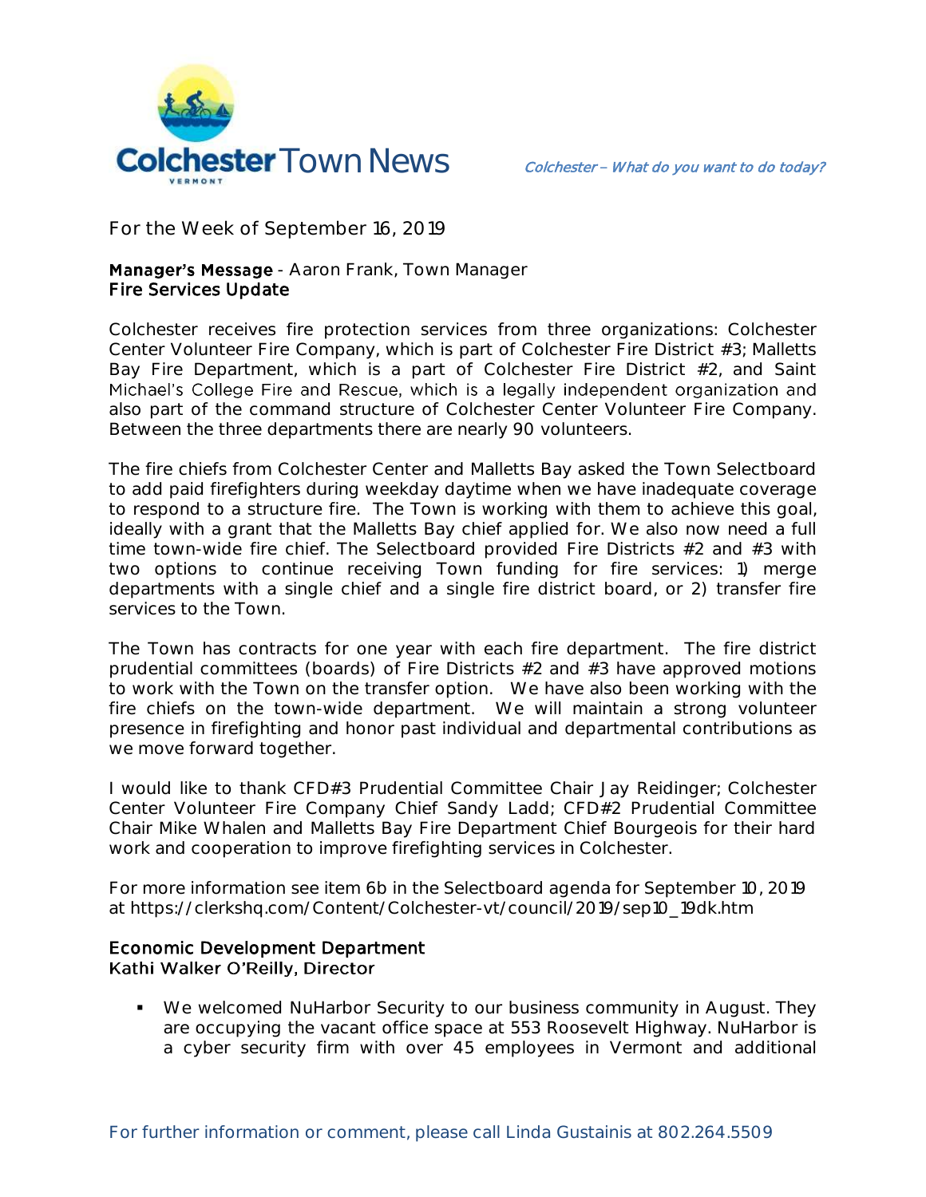# Colchester Town News

*Colchester – What do you want to do today?*

For the Week of September 16, 2019

**Manager's Message** - Aaron Frank, Town Manager
**Fire Services Update**

Colchester receives fire protection services from three organizations: Colchester Center Volunteer Fire Company, which is part of Colchester Fire District #3; Malletts Bay Fire Department, which is a part of Colchester Fire District #2, and Saint Michael's College Fire and Rescue, which is a legally independent organization and also part of the command structure of Colchester Center Volunteer Fire Company. Between the three departments there are nearly 90 volunteers.

The fire chiefs from Colchester Center and Malletts Bay asked the Town Selectboard to add paid firefighters during weekday daytime when we have inadequate coverage to respond to a structure fire. The Town is working with them to achieve this goal, ideally with a grant that the Malletts Bay chief applied for. We also now need a full time town-wide fire chief. The Selectboard provided Fire Districts #2 and #3 with two options to continue receiving Town funding for fire services: 1) merge departments with a single chief and a single fire district board, or 2) transfer fire services to the Town.

The Town has contracts for one year with each fire department. The fire district prudential committees (boards) of Fire Districts #2 and #3 have approved motions to work with the Town on the transfer option. We have also been working with the fire chiefs on the town-wide department. We will maintain a strong volunteer presence in firefighting and honor past individual and departmental contributions as we move forward together.

I would like to thank CFD#3 Prudential Committee Chair Jay Reidinger; Colchester Center Volunteer Fire Company Chief Sandy Ladd; CFD#2 Prudential Committee Chair Mike Whalen and Malletts Bay Fire Department Chief Bourgeois for their hard work and cooperation to improve firefighting services in Colchester.

For more information see item 6b in the Selectboard agenda for September 10, 2019 at https://clerkshq.com/Content/Colchester-vt/council/2019/sep10_19dk.htm

## Economic Development Department
**Kathi Walker O'Reilly, Director**

- We welcomed NuHarbor Security to our business community in August. They are occupying the vacant office space at 553 Roosevelt Highway. NuHarbor is a cyber security firm with over 45 employees in Vermont and additional

For further information or comment, please call Linda Gustainis at 802.264.5509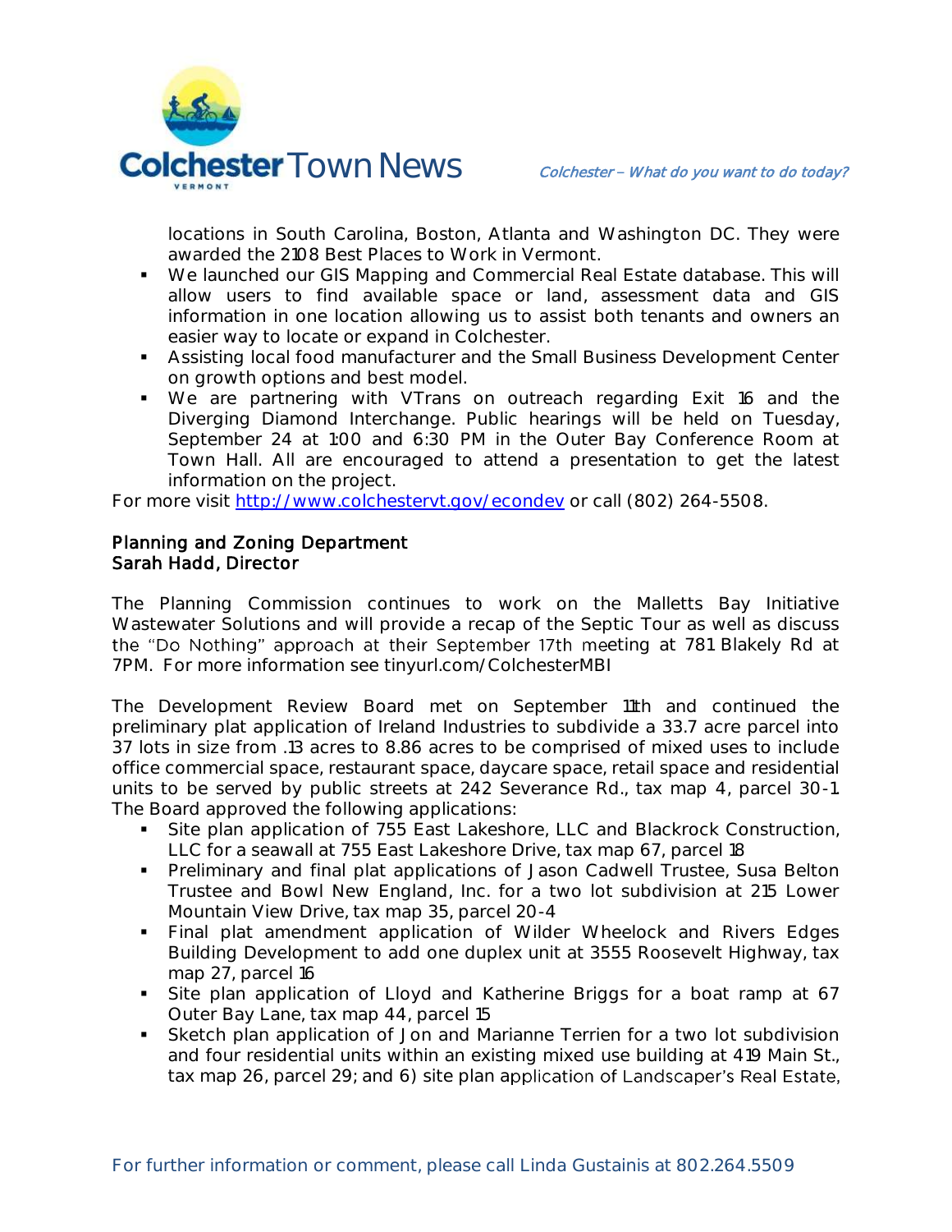locations in South Carolina, Boston, Atlanta and Washington DC. They were awarded the 2108 Best Places to Work in Vermont.

- We launched our GIS Mapping and Commercial Real Estate database. This will allow users to find available space or land, assessment data and GIS information in one location allowing us to assist both tenants and owners an easier way to locate or expand in Colchester.
- Assisting local food manufacturer and the Small Business Development Center on growth options and best model.
- We are partnering with VTrans on outreach regarding Exit 16 and the Diverging Diamond Interchange. Public hearings will be held on Tuesday, September 24 at 1:00 and 6:30 PM in the Outer Bay Conference Room at Town Hall. All are encouraged to attend a presentation to get the latest information on the project.

For more visit http://www.colchestervt.gov/econdev or call (802) 264-5508.

**Planning and Zoning Department**
**Sarah Hadd, Director**

The Planning Commission continues to work on the Malletts Bay Initiative Wastewater Solutions and will provide a recap of the Septic Tour as well as discuss the "Do Nothing" approach at their September 17th meeting at 781 Blakely Rd at 7PM. For more information see tinyurl.com/ColchesterMBI

The Development Review Board met on September 11th and continued the preliminary plat application of Ireland Industries to subdivide a 33.7 acre parcel into 37 lots in size from .13 acres to 8.86 acres to be comprised of mixed uses to include office commercial space, restaurant space, daycare space, retail space and residential units to be served by public streets at 242 Severance Rd., tax map 4, parcel 30-1. The Board approved the following applications:

- Site plan application of 755 East Lakeshore, LLC and Blackrock Construction, LLC for a seawall at 755 East Lakeshore Drive, tax map 67, parcel 18
- Preliminary and final plat applications of Jason Cadwell Trustee, Susa Belton Trustee and Bowl New England, Inc. for a two lot subdivision at 215 Lower Mountain View Drive, tax map 35, parcel 20-4
- Final plat amendment application of Wilder Wheelock and Rivers Edges Building Development to add one duplex unit at 3555 Roosevelt Highway, tax map 27, parcel 16
- Site plan application of Lloyd and Katherine Briggs for a boat ramp at 67 Outer Bay Lane, tax map 44, parcel 15
- Sketch plan application of Jon and Marianne Terrien for a two lot subdivision and four residential units within an existing mixed use building at 419 Main St., tax map 26, parcel 29; and 6) site plan application of Landscaper's Real Estate,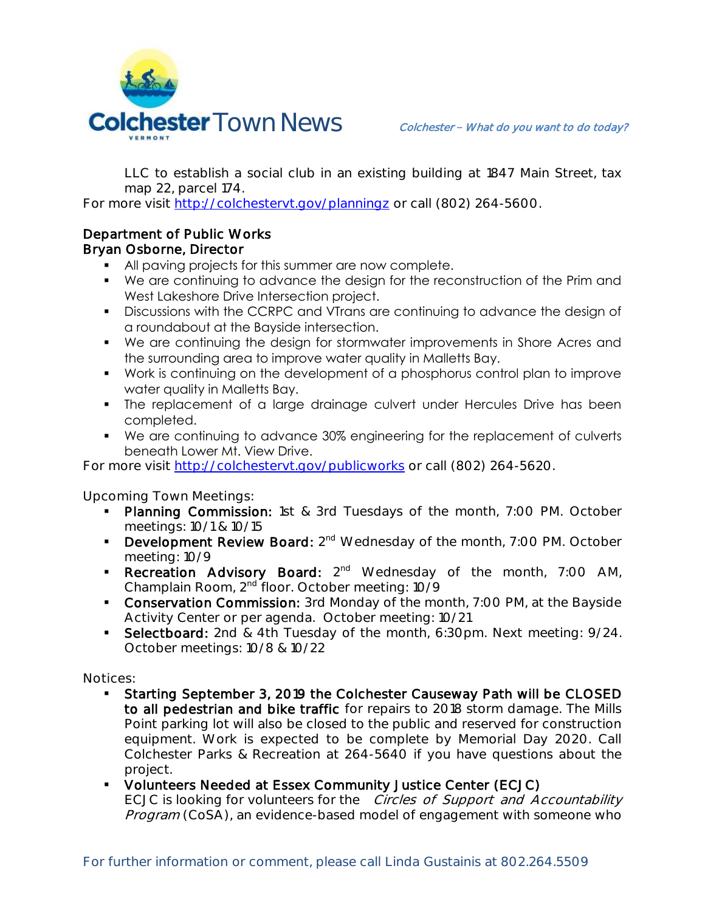LLC to establish a social club in an existing building at 1847 Main Street, tax map 22, parcel 174.

For more visit http://colchestervt.gov/planningz or call (802) 264-5600.

**Department of Public Works**
**Bryan Osborne, Director**

- All paving projects for this summer are now complete.
- We are continuing to advance the design for the reconstruction of the Prim and West Lakeshore Drive Intersection project.
- Discussions with the CCRPC and VTrans are continuing to advance the design of a roundabout at the Bayside intersection.
- We are continuing the design for stormwater improvements in Shore Acres and the surrounding area to improve water quality in Malletts Bay.
- Work is continuing on the development of a phosphorus control plan to improve water quality in Malletts Bay.
- The replacement of a large drainage culvert under Hercules Drive has been completed.
- We are continuing to advance 30% engineering for the replacement of culverts beneath Lower Mt. View Drive.

For more visit http://colchestervt.gov/publicworks or call (802) 264-5620.

Upcoming Town Meetings:

- **Planning Commission:** 1st & 3rd Tuesdays of the month, 7:00 PM. October meetings: 10/1 & 10/15
- **Development Review Board:** 2nd Wednesday of the month, 7:00 PM. October meeting: 10/9
- **Recreation Advisory Board:** 2nd Wednesday of the month, 7:00 AM, Champlain Room, 2nd floor. October meeting: 10/9
- **Conservation Commission:** 3rd Monday of the month, 7:00 PM, at the Bayside Activity Center or per agenda. October meeting: 10/21
- **Selectboard:** 2nd & 4th Tuesday of the month, 6:30pm. Next meeting: 9/24. October meetings: 10/8 & 10/22

Notices:

- **Starting September 3, 2019 the Colchester Causeway Path will be CLOSED to all pedestrian and bike traffic** for repairs to 2018 storm damage. The Mills Point parking lot will also be closed to the public and reserved for construction equipment. Work is expected to be complete by Memorial Day 2020. Call Colchester Parks & Recreation at 264-5640 if you have questions about the project.
- **Volunteers Needed at Essex Community Justice Center (ECJC)**
  ECJC is looking for volunteers for the *Circles of Support and Accountability Program* (CoSA), an evidence-based model of engagement with someone who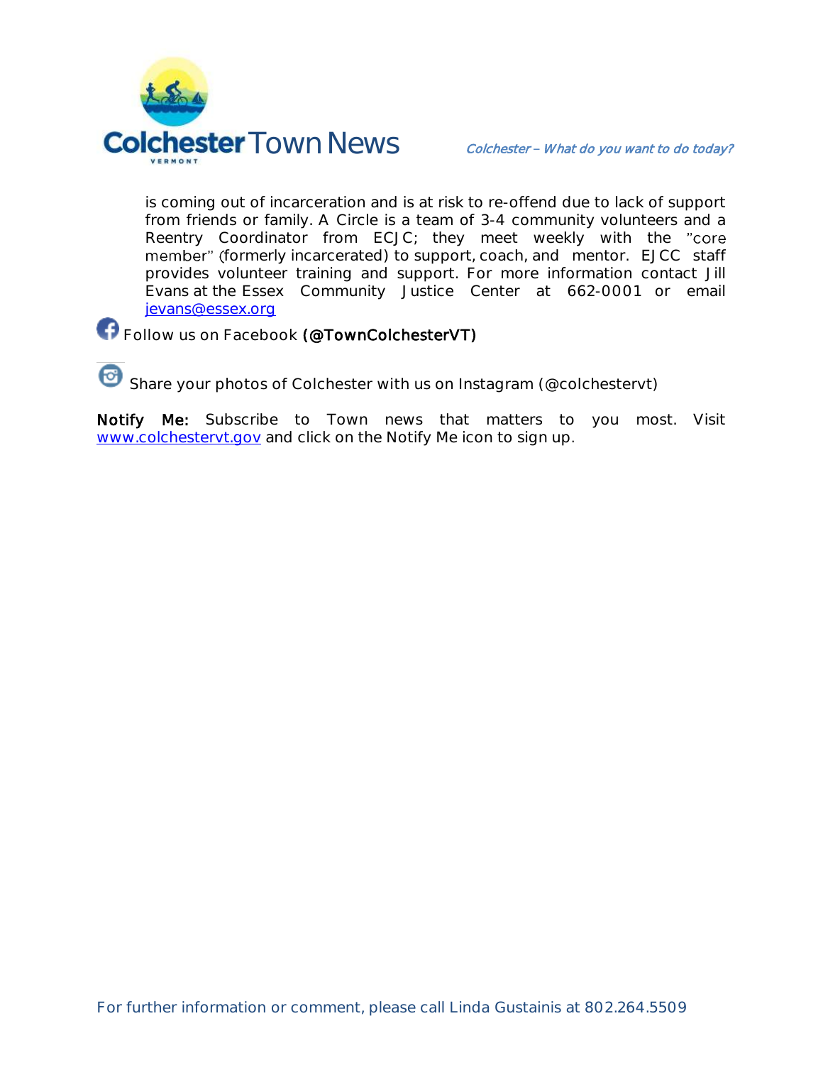is coming out of incarceration and is at risk to re-offend due to lack of support from friends or family. A Circle is a team of 3-4 community volunteers and a Reentry Coordinator from ECJC; they meet weekly with the "core member" (formerly incarcerated) to support, coach, and mentor. EJCC staff provides volunteer training and support. For more information contact Jill Evans at the Essex Community Justice Center at 662-0001 or email jevans@essex.org

Follow us on Facebook **(@TownColchesterVT)**

Share your photos of Colchester with us on Instagram (@colchestervt)

**Notify Me:** Subscribe to Town news that matters to you most. Visit www.colchestervt.gov and click on the Notify Me icon to sign up.

For further information or comment, please call Linda Gustainis at 802.264.5509